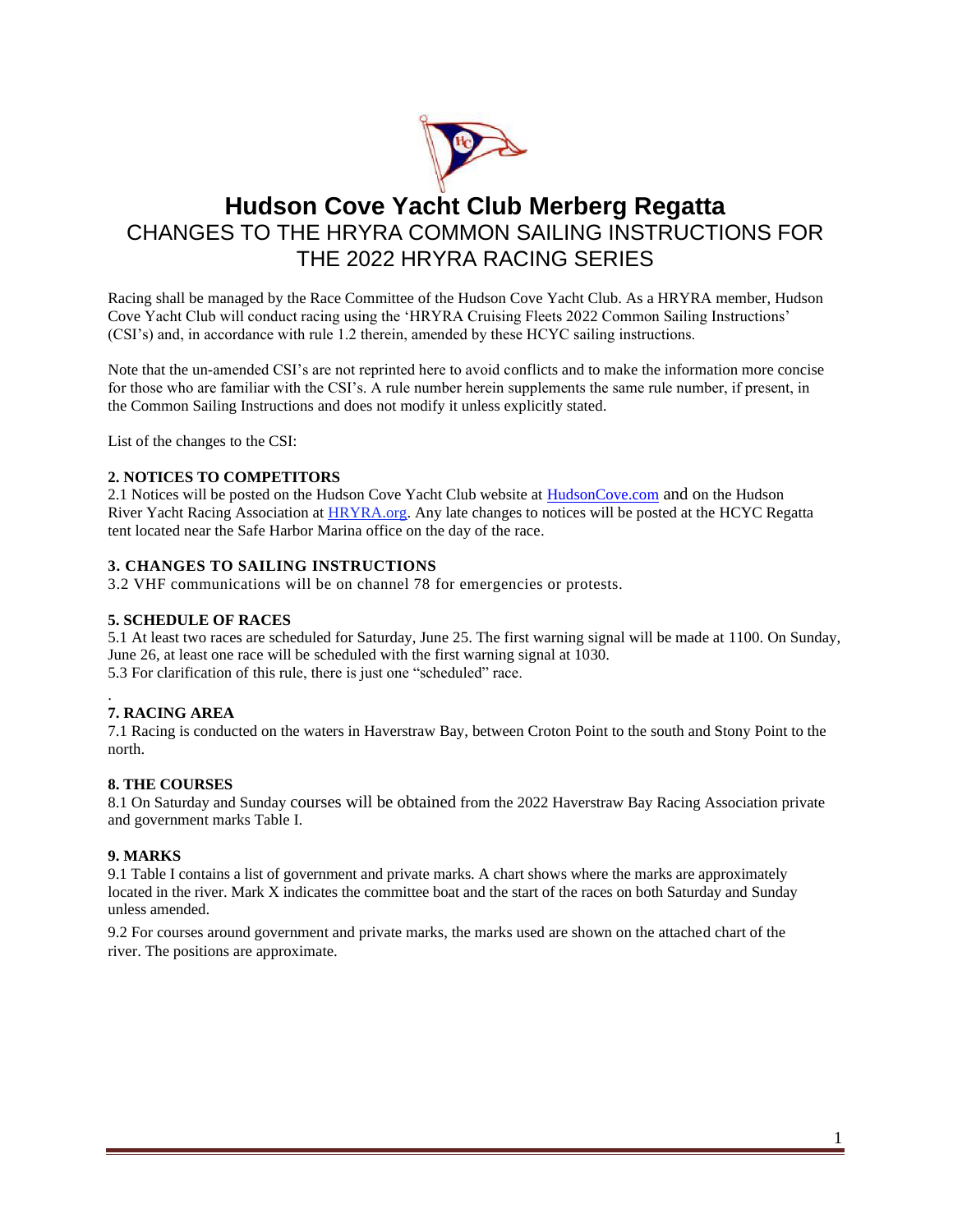# Hudson Cove Yacht Club Merberg Regatta

## CHANGES TO THE HRYRA COMMON SAILING INSTRUCTIONS FOR THE 2022 HRYRA RACING SERIES

Racing shall be managed by the Race Committee of the Hudson Cove Yacht Club. As a HRYRA member, Hudson Cove Yacht Club will conduct racing using the 'HRYRA Cruising Fleets 2022 Common Sailing Instructions' (CSI's) and, in accordance with rule 1.2 therein, amended by these HCYC sailing instructions.

Note that the un-amended CSI's are not reprinted here to avoid conflicts and to make the information more concise for those who are familiar with the CSI's. A rule number herein supplements the same rule number, if present, in the Common Sailing Instructions and does not modify it unless explicitly stated.

List of the changes to the CSI:

**2. NOTICES TO COMPETITORS**

2.1 Notices will be posted on the Hudson Cove Yacht Club website at HudsonCove.com and on the Hudson River Yacht Racing Association at HRYRA.org. Any late changes to notices will be posted at the HCYC Regatta tent located near the Safe Harbor Marina office on the day of the race.

**3. CHANGES TO SAILING INSTRUCTIONS**

3.2 VHF communications will be on channel 78 for emergencies or protests.

**5. SCHEDULE OF RACES**

5.1 At least two races are scheduled for Saturday, June 25. The first warning signal will be made at 1100. On Sunday, June 26, at least one race will be scheduled with the first warning signal at 1030.

5.3 For clarification of this rule, there is just one "scheduled" race.

**7. RACING AREA**

7.1 Racing is conducted on the waters in Haverstraw Bay, between Croton Point to the south and Stony Point to the north.

**8. THE COURSES**

8.1 On Saturday and Sunday courses will be obtained from the 2022 Haverstraw Bay Racing Association private and government marks Table I.

**9. MARKS**

9.1 Table I contains a list of government and private marks. A chart shows where the marks are approximately located in the river. Mark X indicates the committee boat and the start of the races on both Saturday and Sunday unless amended.

9.2 For courses around government and private marks, the marks used are shown on the attached chart of the river. The positions are approximate.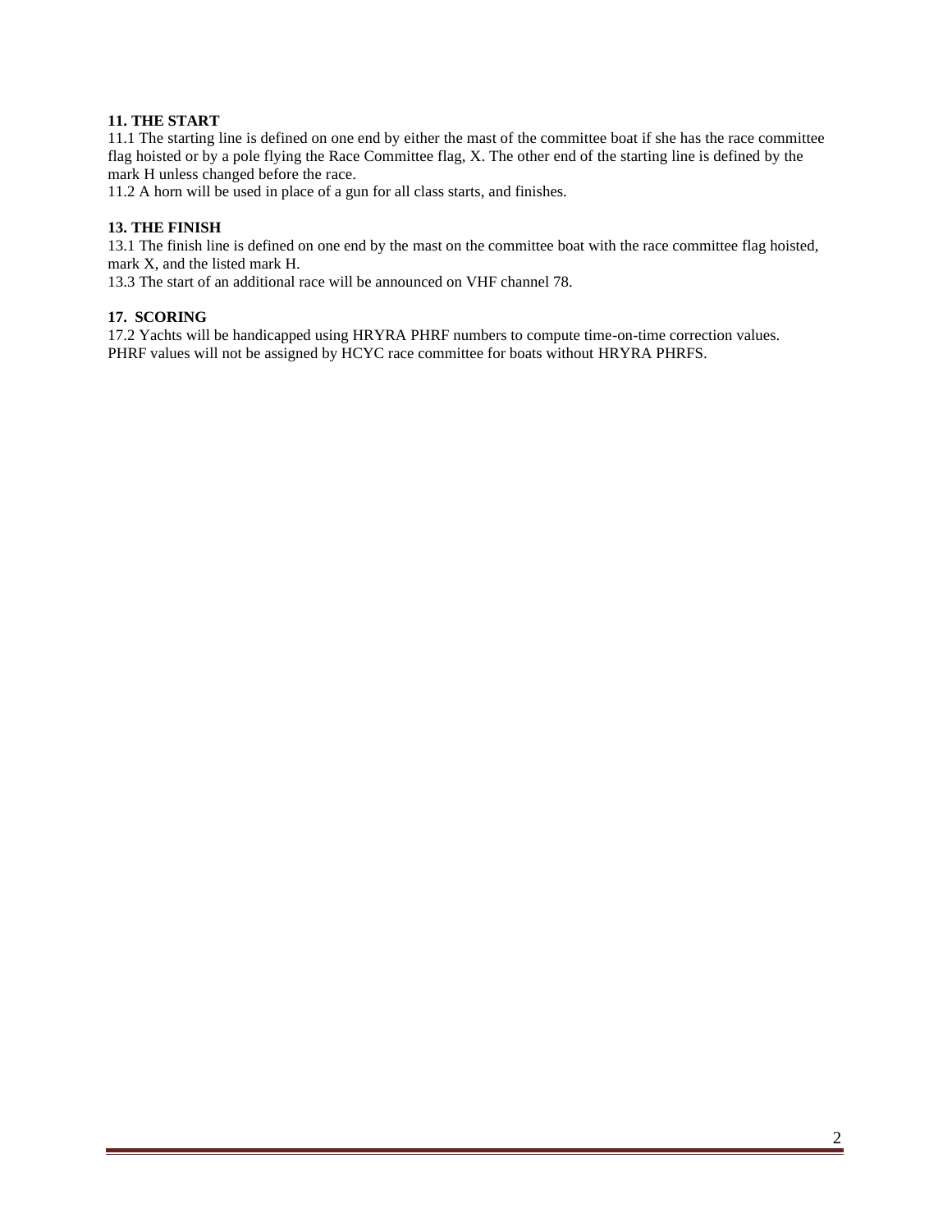**11. THE START**

11.1 The starting line is defined on one end by either the mast of the committee boat if she has the race committee flag hoisted or by a pole flying the Race Committee flag, X. The other end of the starting line is defined by the mark H unless changed before the race.

11.2 A horn will be used in place of a gun for all class starts, and finishes.

**13. THE FINISH**

13.1 The finish line is defined on one end by the mast on the committee boat with the race committee flag hoisted, mark X, and the listed mark H.

13.3 The start of an additional race will be announced on VHF channel 78.

**17. SCORING**

17.2 Yachts will be handicapped using HRYRA PHRF numbers to compute time-on-time correction values. PHRF values will not be assigned by HCYC race committee for boats without HRYRA PHRFS.